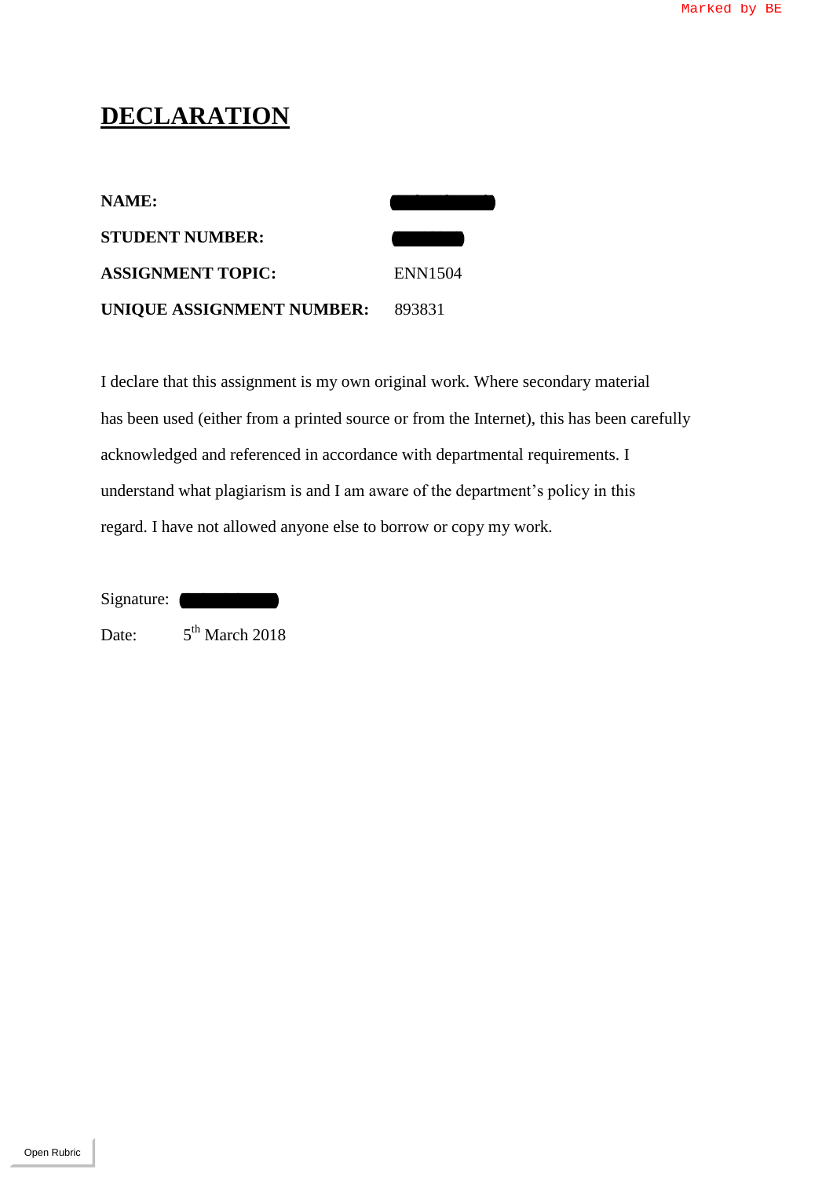Marked by BE

# DECLARATION

| | |
|---|---|
| **NAME:** | |
| **STUDENT NUMBER:** | |
| **ASSIGNMENT TOPIC:** | ENN1504 |
| **UNIQUE ASSIGNMENT NUMBER:** | 893831 |

I declare that this assignment is my own original work. Where secondary material has been used (either from a printed source or from the Internet), this has been carefully acknowledged and referenced in accordance with departmental requirements. I understand what plagiarism is and I am aware of the department's policy in this regard. I have not allowed anyone else to borrow or copy my work.

Signature:

Date: 5th March 2018

Open Rubric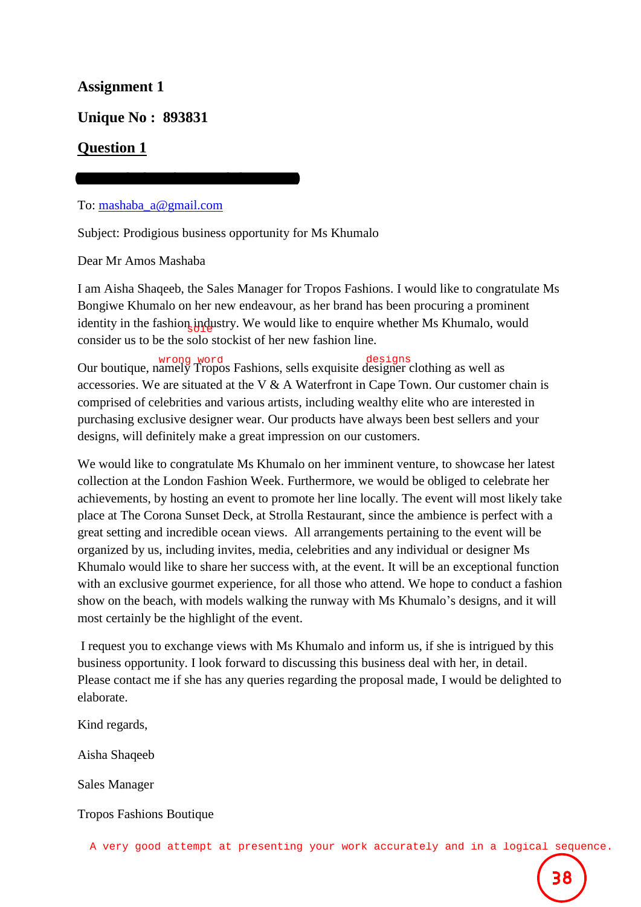**Assignment 1**

**Unique No : 893831**

**<u>Question 1</u>**

To: mashaba_a@gmail.com

Subject: Prodigious business opportunity for Ms Khumalo

Dear Mr Amos Mashaba

I am Aisha Shaqeeb, the Sales Manager for Tropos Fashions. I would like to congratulate Ms Bongiwe Khumalo on her new endeavour, as her brand has been procuring a prominent identity in the fashion industry. We would like to enquire whether Ms Khumalo, would consider us to be the solo stockist of her new fashion line. [sole]

Our boutique, namely Tropos Fashions, sells exquisite designer clothing as well as accessories. We are situated at the V & A Waterfront in Cape Town. Our customer chain is comprised of celebrities and various artists, including wealthy elite who are interested in purchasing exclusive designer wear. Our products have always been best sellers and your designs, will definitely make a great impression on our customers. [wrong word] [designs]

We would like to congratulate Ms Khumalo on her imminent venture, to showcase her latest collection at the London Fashion Week. Furthermore, we would be obliged to celebrate her achievements, by hosting an event to promote her line locally. The event will most likely take place at The Corona Sunset Deck, at Strolla Restaurant, since the ambience is perfect with a great setting and incredible ocean views. All arrangements pertaining to the event will be organized by us, including invites, media, celebrities and any individual or designer Ms Khumalo would like to share her success with, at the event. It will be an exceptional function with an exclusive gourmet experience, for all those who attend. We hope to conduct a fashion show on the beach, with models walking the runway with Ms Khumalo's designs, and it will most certainly be the highlight of the event.

I request you to exchange views with Ms Khumalo and inform us, if she is intrigued by this business opportunity. I look forward to discussing this business deal with her, in detail. Please contact me if she has any queries regarding the proposal made, I would be delighted to elaborate.

Kind regards,

Aisha Shaqeeb

Sales Manager

Tropos Fashions Boutique

A very good attempt at presenting your work accurately and in a logical sequence.

38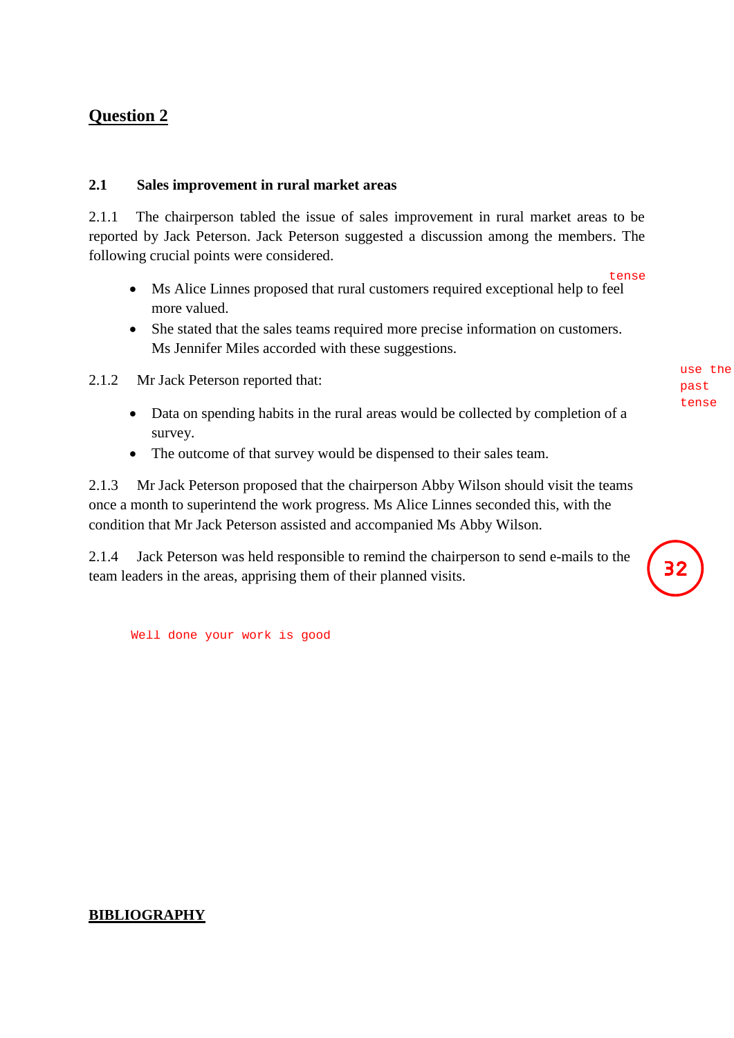## Question 2

### 2.1 Sales improvement in rural market areas

2.1.1 The chairperson tabled the issue of sales improvement in rural market areas to be reported by Jack Peterson. Jack Peterson suggested a discussion among the members. The following crucial points were considered.

tense

- Ms Alice Linnes proposed that rural customers required exceptional help to feel more valued.
- She stated that the sales teams required more precise information on customers. Ms Jennifer Miles accorded with these suggestions.

use the past tense

2.1.2 Mr Jack Peterson reported that:

- Data on spending habits in the rural areas would be collected by completion of a survey.
- The outcome of that survey would be dispensed to their sales team.

2.1.3 Mr Jack Peterson proposed that the chairperson Abby Wilson should visit the teams once a month to superintend the work progress. Ms Alice Linnes seconded this, with the condition that Mr Jack Peterson assisted and accompanied Ms Abby Wilson.

2.1.4 Jack Peterson was held responsible to remind the chairperson to send e-mails to the team leaders in the areas, apprising them of their planned visits.

32

Well done your work is good

## BIBLIOGRAPHY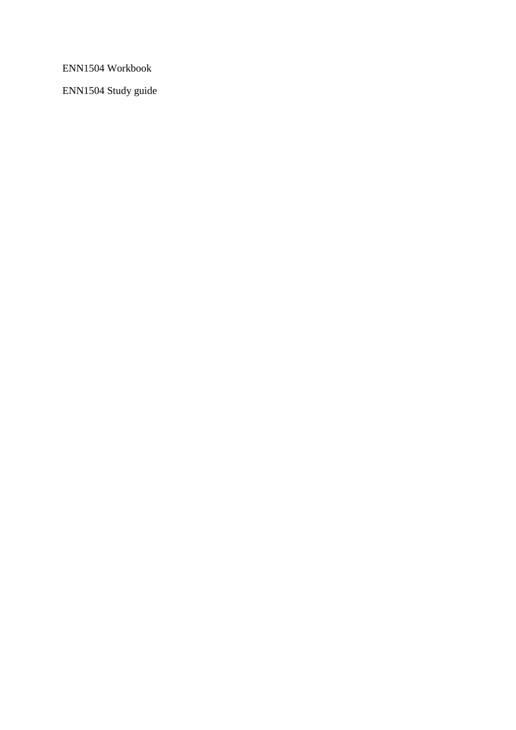ENN1504 Workbook

ENN1504 Study guide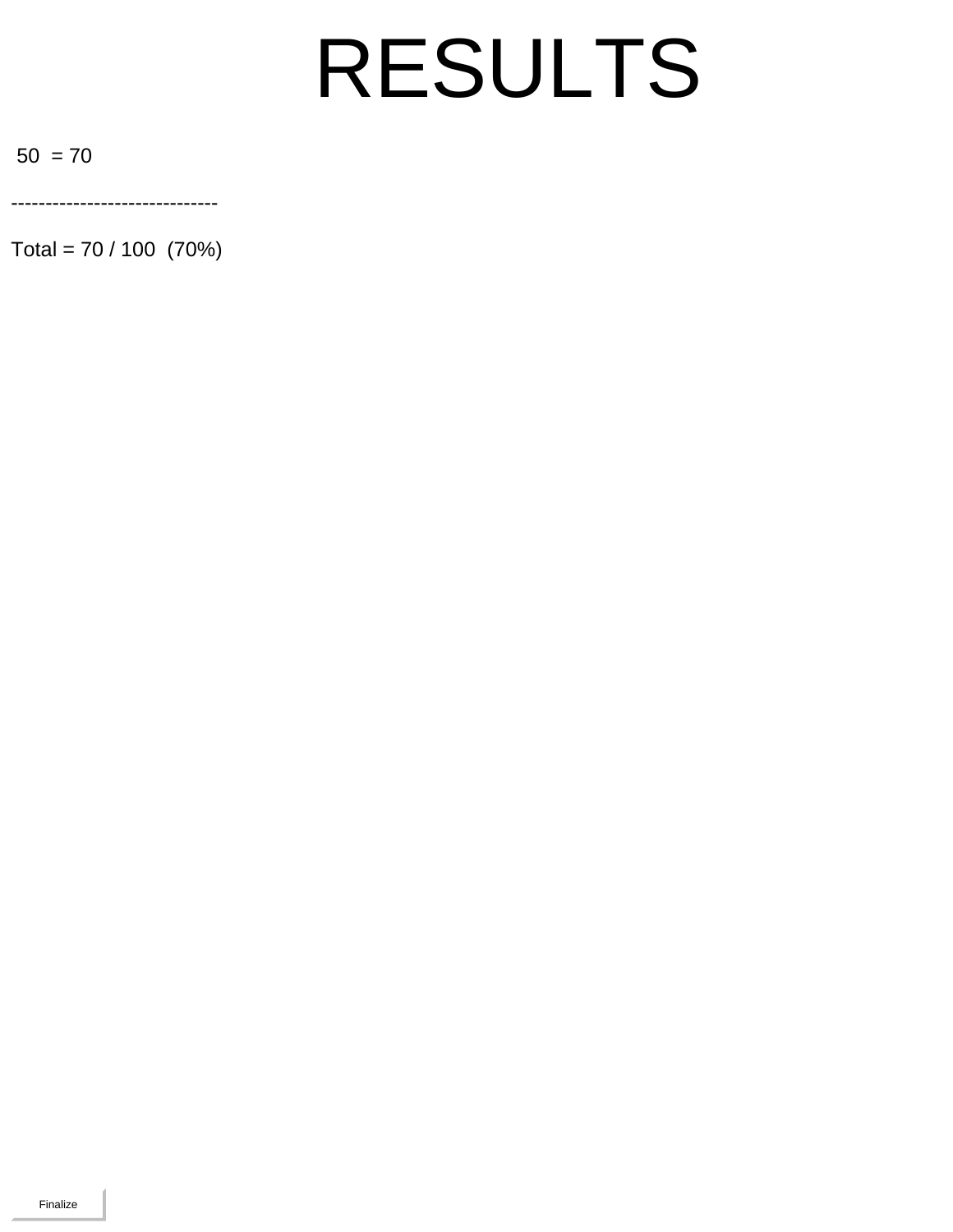# RESULTS

50 = 70

------------------------------

Total = 70 / 100 (70%)

Finalize